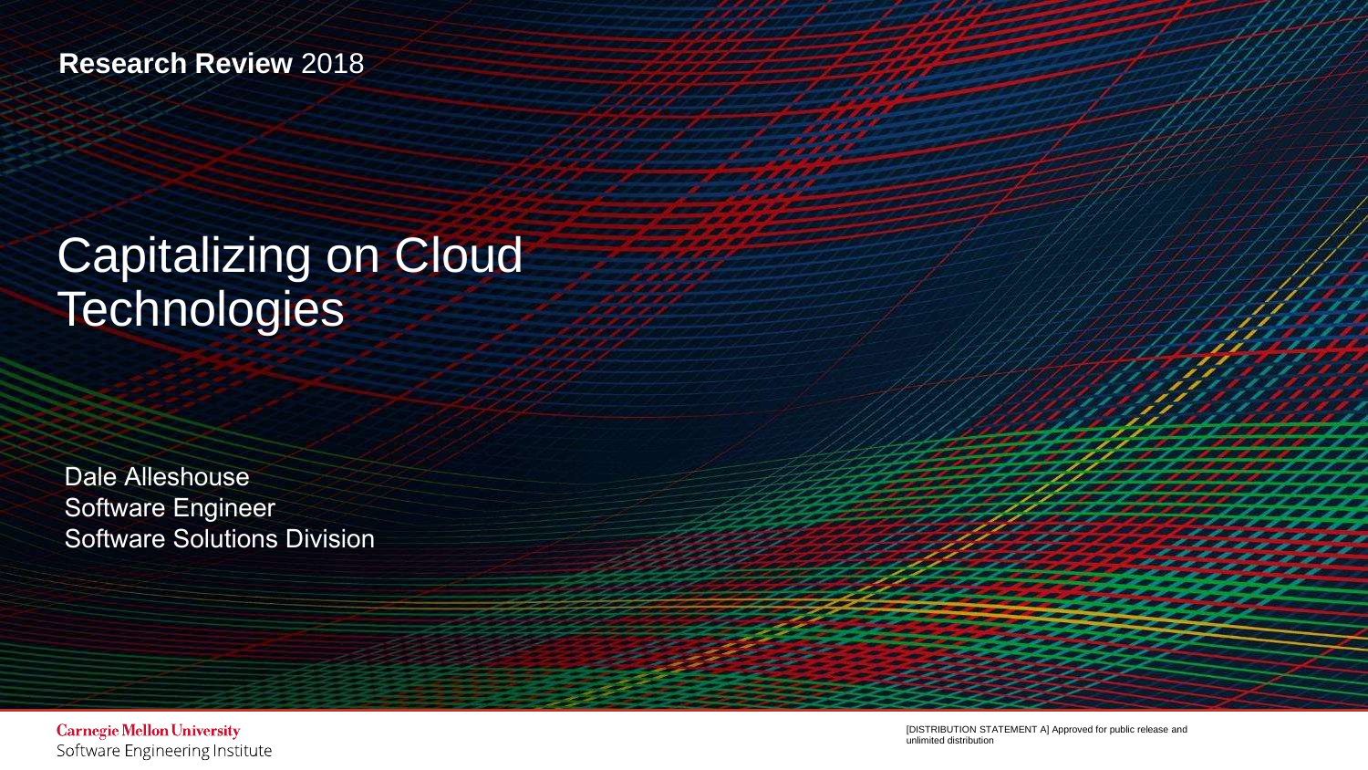**Research Review** 2018

# Capitalizing on Cloud Technologies

Dale Alleshouse
Software Engineer
Software Solutions Division

Carnegie Mellon University
Software Engineering Institute

[DISTRIBUTION STATEMENT A] Approved for public release and unlimited distribution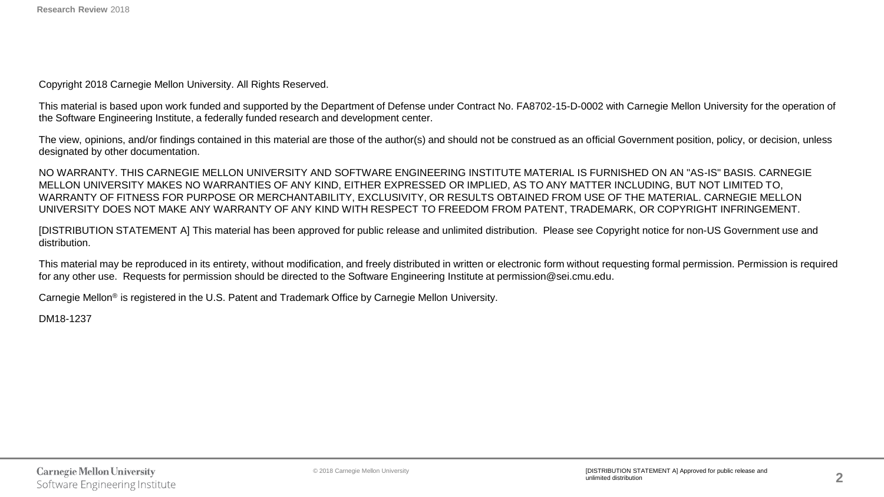Copyright 2018 Carnegie Mellon University. All Rights Reserved.

This material is based upon work funded and supported by the Department of Defense under Contract No. FA8702-15-D-0002 with Carnegie Mellon University for the operation of the Software Engineering Institute, a federally funded research and development center.

The view, opinions, and/or findings contained in this material are those of the author(s) and should not be construed as an official Government position, policy, or decision, unless designated by other documentation.

NO WARRANTY. THIS CARNEGIE MELLON UNIVERSITY AND SOFTWARE ENGINEERING INSTITUTE MATERIAL IS FURNISHED ON AN "AS-IS" BASIS. CARNEGIE MELLON UNIVERSITY MAKES NO WARRANTIES OF ANY KIND, EITHER EXPRESSED OR IMPLIED, AS TO ANY MATTER INCLUDING, BUT NOT LIMITED TO, WARRANTY OF FITNESS FOR PURPOSE OR MERCHANTABILITY, EXCLUSIVITY, OR RESULTS OBTAINED FROM USE OF THE MATERIAL. CARNEGIE MELLON UNIVERSITY DOES NOT MAKE ANY WARRANTY OF ANY KIND WITH RESPECT TO FREEDOM FROM PATENT, TRADEMARK, OR COPYRIGHT INFRINGEMENT.

[DISTRIBUTION STATEMENT A] This material has been approved for public release and unlimited distribution. Please see Copyright notice for non-US Government use and distribution.

This material may be reproduced in its entirety, without modification, and freely distributed in written or electronic form without requesting formal permission. Permission is required for any other use. Requests for permission should be directed to the Software Engineering Institute at permission@sei.cmu.edu.

Carnegie Mellon® is registered in the U.S. Patent and Trademark Office by Carnegie Mellon University.

DM18-1237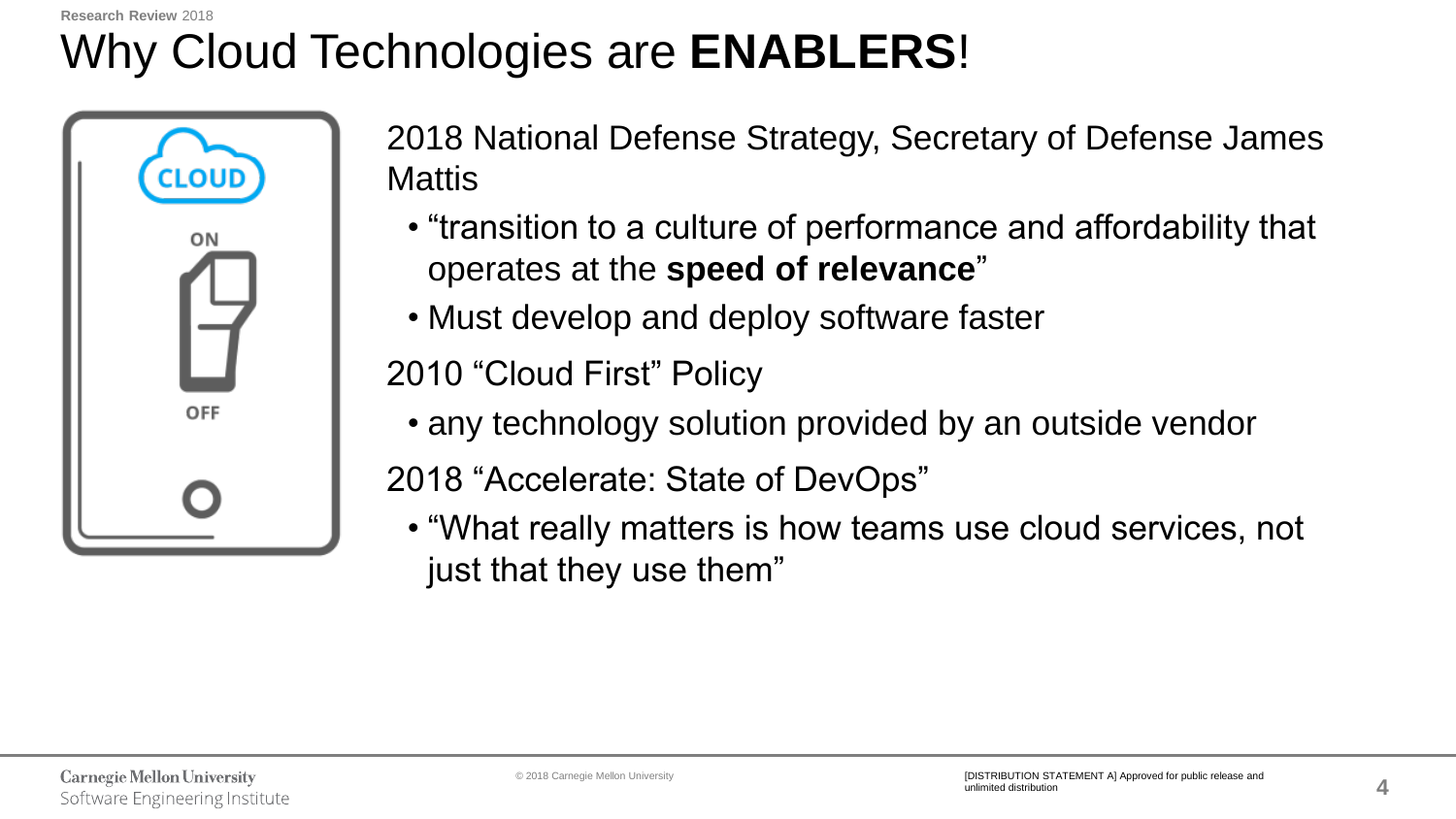# Why Cloud Technologies are **ENABLERS**!

2018 National Defense Strategy, Secretary of Defense James Mattis

- "transition to a culture of performance and affordability that operates at the **speed of relevance**"
- Must develop and deploy software faster

2010 "Cloud First" Policy

- any technology solution provided by an outside vendor

2018 "Accelerate: State of DevOps"

- "What really matters is how teams use cloud services, not just that they use them"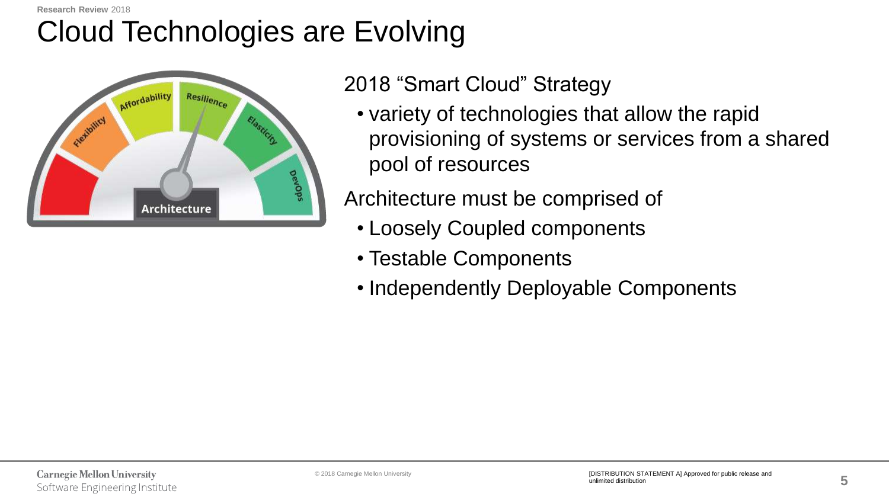# Cloud Technologies are Evolving

Flexibility
Affordability
Resilience
Elasticity
DevOps
Architecture

2018 "Smart Cloud" Strategy

- variety of technologies that allow the rapid provisioning of systems or services from a shared pool of resources

Architecture must be comprised of

- Loosely Coupled components
- Testable Components
- Independently Deployable Components